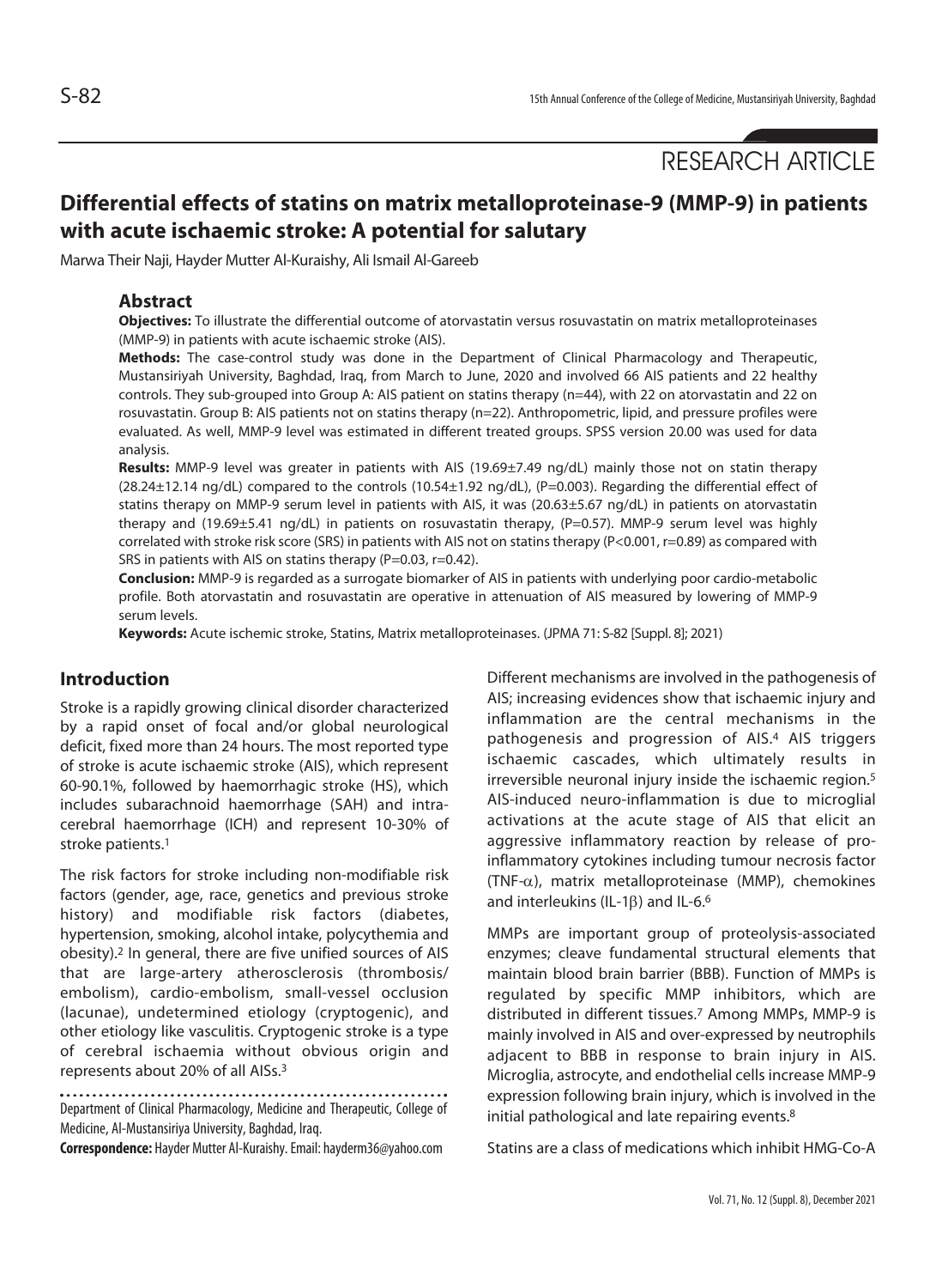RESEARCH ARTICLE

# Differential effects of statins on matrix metalloproteinase-9 (MMP-9) in patients with acute ischaemic stroke: A potential for salutary

Marwa Their Naji, Hayder Mutter Al-Kuraishy, Ali Ismail Al-Gareeb

## Abstract

**Objectives:** To illustrate the differential outcome of atorvastatin versus rosuvastatin on matrix metalloproteinases (MMP-9) in patients with acute ischaemic stroke (AIS).

**Methods:** The case-control study was done in the Department of Clinical Pharmacology and Therapeutic, Mustansiriyah University, Baghdad, Iraq, from March to June, 2020 and involved 66 AIS patients and 22 healthy controls. They sub-grouped into Group A: AIS patient on statins therapy (n=44), with 22 on atorvastatin and 22 on rosuvastatin. Group B: AIS patients not on statins therapy (n=22). Anthropometric, lipid, and pressure profiles were evaluated. As well, MMP-9 level was estimated in different treated groups. SPSS version 20.00 was used for data analysis.

**Results:** MMP-9 level was greater in patients with AIS (19.69±7.49 ng/dL) mainly those not on statin therapy (28.24±12.14 ng/dL) compared to the controls (10.54±1.92 ng/dL), (P=0.003). Regarding the differential effect of statins therapy on MMP-9 serum level in patients with AIS, it was (20.63±5.67 ng/dL) in patients on atorvastatin therapy and (19.69±5.41 ng/dL) in patients on rosuvastatin therapy, (P=0.57). MMP-9 serum level was highly correlated with stroke risk score (SRS) in patients with AIS not on statins therapy (P<0.001, r=0.89) as compared with SRS in patients with AIS on statins therapy (P=0.03, r=0.42).

**Conclusion:** MMP-9 is regarded as a surrogate biomarker of AIS in patients with underlying poor cardio-metabolic profile. Both atorvastatin and rosuvastatin are operative in attenuation of AIS measured by lowering of MMP-9 serum levels.

**Keywords:** Acute ischemic stroke, Statins, Matrix metalloproteinases. (JPMA 71: S-82 [Suppl. 8]; 2021)

## Introduction

Stroke is a rapidly growing clinical disorder characterized by a rapid onset of focal and/or global neurological deficit, fixed more than 24 hours. The most reported type of stroke is acute ischaemic stroke (AIS), which represent 60-90.1%, followed by haemorrhagic stroke (HS), which includes subarachnoid haemorrhage (SAH) and intra-cerebral haemorrhage (ICH) and represent 10-30% of stroke patients.[1]

The risk factors for stroke including non-modifiable risk factors (gender, age, race, genetics and previous stroke history) and modifiable risk factors (diabetes, hypertension, smoking, alcohol intake, polycythemia and obesity).[2] In general, there are five unified sources of AIS that are large-artery atherosclerosis (thrombosis/ embolism), cardio-embolism, small-vessel occlusion (lacunae), undetermined etiology (cryptogenic), and other etiology like vasculitis. Cryptogenic stroke is a type of cerebral ischaemia without obvious origin and represents about 20% of all AISs.[3]

Department of Clinical Pharmacology, Medicine and Therapeutic, College of Medicine, Al-Mustansiriya University, Baghdad, Iraq.

**Correspondence:** Hayder Mutter Al-Kuraishy. Email: hayderm36@yahoo.com

Different mechanisms are involved in the pathogenesis of AIS; increasing evidences show that ischaemic injury and inflammation are the central mechanisms in the pathogenesis and progression of AIS.[4] AIS triggers ischaemic cascades, which ultimately results in irreversible neuronal injury inside the ischaemic region.[5] AIS-induced neuro-inflammation is due to microglial activations at the acute stage of AIS that elicit an aggressive inflammatory reaction by release of pro-inflammatory cytokines including tumour necrosis factor (TNF-$\alpha$), matrix metalloproteinase (MMP), chemokines and interleukins (IL-1$\beta$) and IL-6.[6]

MMPs are important group of proteolysis-associated enzymes; cleave fundamental structural elements that maintain blood brain barrier (BBB). Function of MMPs is regulated by specific MMP inhibitors, which are distributed in different tissues.[7] Among MMPs, MMP-9 is mainly involved in AIS and over-expressed by neutrophils adjacent to BBB in response to brain injury in AIS. Microglia, astrocyte, and endothelial cells increase MMP-9 expression following brain injury, which is involved in the initial pathological and late repairing events.[8]

Statins are a class of medications which inhibit HMG-Co-A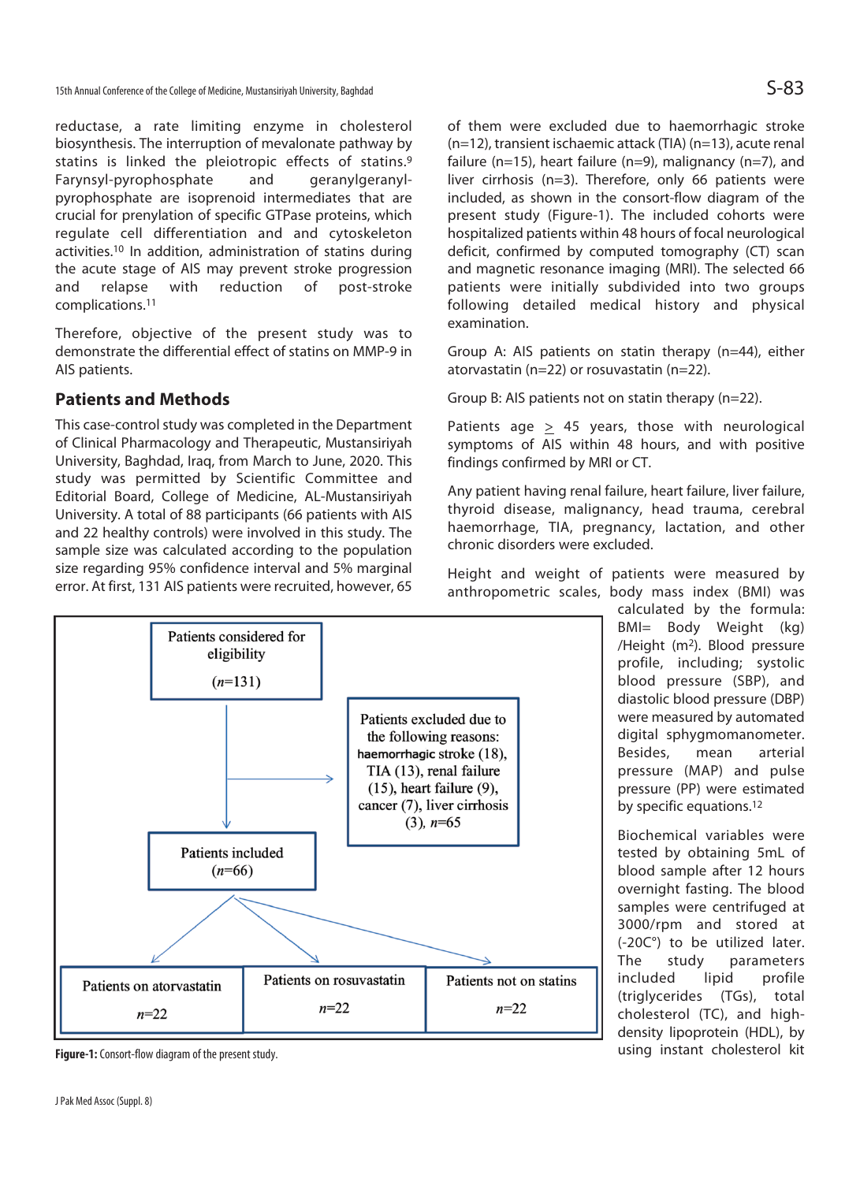reductase, a rate limiting enzyme in cholesterol biosynthesis. The interruption of mevalonate pathway by statins is linked the pleiotropic effects of statins.[9] Farynsyl-pyrophosphate and geranylgeranyl-pyrophosphate are isoprenoid intermediates that are crucial for prenylation of specific GTPase proteins, which regulate cell differentiation and and cytoskeleton activities.[10] In addition, administration of statins during the acute stage of AIS may prevent stroke progression and relapse with reduction of post-stroke complications.[11]

Therefore, objective of the present study was to demonstrate the differential effect of statins on MMP-9 in AIS patients.

## Patients and Methods

This case-control study was completed in the Department of Clinical Pharmacology and Therapeutic, Mustansiriyah University, Baghdad, Iraq, from March to June, 2020. This study was permitted by Scientific Committee and Editorial Board, College of Medicine, AL-Mustansiriyah University. A total of 88 participants (66 patients with AIS and 22 healthy controls) were involved in this study. The sample size was calculated according to the population size regarding 95% confidence interval and 5% marginal error. At first, 131 AIS patients were recruited, however, 65 of them were excluded due to haemorrhagic stroke (n=12), transient ischaemic attack (TIA) (n=13), acute renal failure (n=15), heart failure (n=9), malignancy (n=7), and liver cirrhosis (n=3). Therefore, only 66 patients were included, as shown in the consort-flow diagram of the present study (Figure-1). The included cohorts were hospitalized patients within 48 hours of focal neurological deficit, confirmed by computed tomography (CT) scan and magnetic resonance imaging (MRI). The selected 66 patients were initially subdivided into two groups following detailed medical history and physical examination.

Group A: AIS patients on statin therapy (n=44), either atorvastatin (n=22) or rosuvastatin (n=22).

Group B: AIS patients not on statin therapy (n=22).

Patients age $\geq$ 45 years, those with neurological symptoms of AIS within 48 hours, and with positive findings confirmed by MRI or CT.

Any patient having renal failure, heart failure, liver failure, thyroid disease, malignancy, head trauma, cerebral haemorrhage, TIA, pregnancy, lactation, and other chronic disorders were excluded.

Height and weight of patients were measured by anthropometric scales, body mass index (BMI) was calculated by the formula: BMI= Body Weight (kg) /Height ($m^2$). Blood pressure profile, including; systolic blood pressure (SBP), and diastolic blood pressure (DBP) were measured by automated digital sphygmomanometer. Besides, mean arterial pressure (MAP) and pulse pressure (PP) were estimated by specific equations.[12]

Biochemical variables were tested by obtaining 5mL of blood sample after 12 hours overnight fasting. The blood samples were centrifuged at 3000/rpm and stored at (-20C°) to be utilized later. The study parameters included lipid profile (triglycerides (TGs), total cholesterol (TC), and high-density lipoprotein (HDL), by using instant cholesterol kit

Patients considered for eligibility ($n$=131)

Patients excluded due to the following reasons: haemorrhagic stroke (18), TIA (13), renal failure (15), heart failure (9), cancer (7), liver cirrhosis (3), $n$=65

Patients included ($n$=66)

| Patients on atorvastatin | Patients on rosuvastatin | Patients not on statins |
|---|---|---|
| $n$=22 | $n$=22 | $n$=22 |

**Figure-1:** Consort-flow diagram of the present study.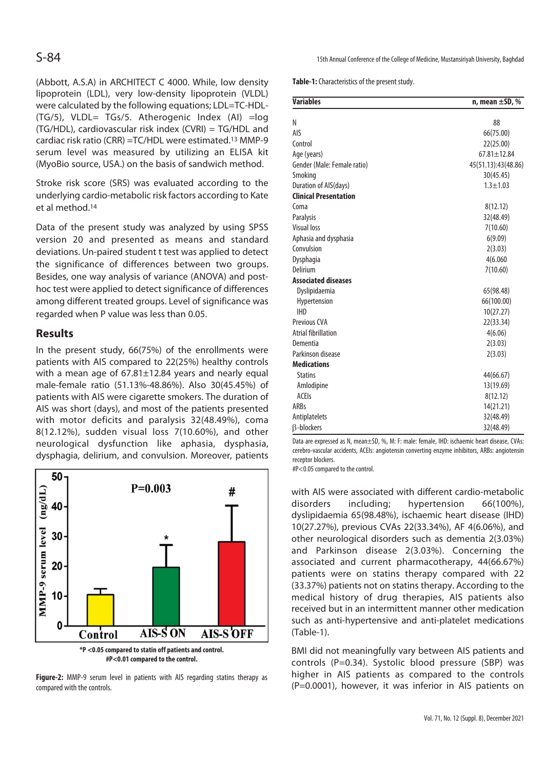(Abbott, A.S.A) in ARCHITECT C 4000. While, low density lipoprotein (LDL), very low-density lipoprotein (VLDL) were calculated by the following equations; LDL=TC-HDL-(TG/5), VLDL= TGs/5. Atherogenic Index (AI) =log (TG/HDL), cardiovascular risk index (CVRI) = TG/HDL and cardiac risk ratio (CRR) =TC/HDL were estimated.[13] MMP-9 serum level was measured by utilizing an ELISA kit (MyoBio source, USA.) on the basis of sandwich method.

Stroke risk score (SRS) was evaluated according to the underlying cardio-metabolic risk factors according to Kate et al method.[14]

Data of the present study was analyzed by using SPSS version 20 and presented as means and standard deviations. Un-paired student t test was applied to detect the significance of differences between two groups. Besides, one way analysis of variance (ANOVA) and post-hoc test were applied to detect significance of differences among different treated groups. Level of significance was regarded when P value was less than 0.05.

## Results

In the present study, 66(75%) of the enrollments were patients with AIS compared to 22(25%) healthy controls with a mean age of 67.81±12.84 years and nearly equal male-female ratio (51.13%-48.86%). Also 30(45.45%) of patients with AIS were cigarette smokers. The duration of AIS was short (days), and most of the patients presented with motor deficits and paralysis 32(48.49%), coma 8(12.12%), sudden visual loss 7(10.60%), and other neurological dysfunction like aphasia, dysphasia, dysphagia, delirium, and convulsion. Moreover, patients with AIS were associated with different cardio-metabolic disorders including; hypertension 66(100%), dyslipidaemia 65(98.48%), ischaemic heart disease (IHD) 10(27.27%), previous CVAs 22(33.34%), AF 4(6.06%), and other neurological disorders such as dementia 2(3.03%) and Parkinson disease 2(3.03%). Concerning the associated and current pharmacotherapy, 44(66.67%) patients were on statins therapy compared with 22 (33.37%) patients not on statins therapy. According to the medical history of drug therapies, AIS patients also received but in an intermittent manner other medication such as anti-hypertensive and anti-platelet medications (Table-1).

*P <0.05 compared to statin off patients and control.
#P<0.01 compared to the control.

**Figure-2:** MMP-9 serum level in patients with AIS regarding statins therapy as compared with the controls.

**Table-1:** Characteristics of the present study.

| Variables | n, mean ±SD, % |
|---|---|
| N | 88 |
| AIS | 66(75.00) |
| Control | 22(25.00) |
| Age (years) | 67.81±12.84 |
| Gender (Male: Female ratio) | 45(51.13):43(48.86) |
| Smoking | 30(45.45) |
| Duration of AIS(days) | 1.3±1.03 |
| **Clinical Presentation** | |
| Coma | 8(12.12) |
| Paralysis | 32(48.49) |
| Visual loss | 7(10.60) |
| Aphasia and dysphasia | 6(9.09) |
| Convulsion | 2(3.03) |
| Dysphagia | 4(6.060 |
| Delirium | 7(10.60) |
| **Associated diseases** | |
| Dyslipidaemia | 65(98.48) |
| Hypertension | 66(100.00) |
| IHD | 10(27.27) |
| Previous CVA | 22(33.34) |
| Atrial fibrillation | 4(6.06) |
| Dementia | 2(3.03) |
| Parkinson disease | 2(3.03) |
| **Medications** | |
| Statins | 44(66.67) |
| Amlodipine | 13(19.69) |
| ACEIs | 8(12.12) |
| ARBs | 14(21.21) |
| Antiplatelets | 32(48.49) |
| β-blockers | 32(48.49) |

Data are expressed as N, mean±SD, %, M: F: male: female, IHD: ischaemic heart disease, CVAs: cerebro-vascular accidents, ACEIs: angiotensin converting enzyme inhibitors, ARBs: angiotensin receptor blockers.
#P<0.05 compared to the control.

BMI did not meaningfully vary between AIS patients and controls (P=0.34). Systolic blood pressure (SBP) was higher in AIS patients as compared to the controls (P=0.0001), however, it was inferior in AIS patients on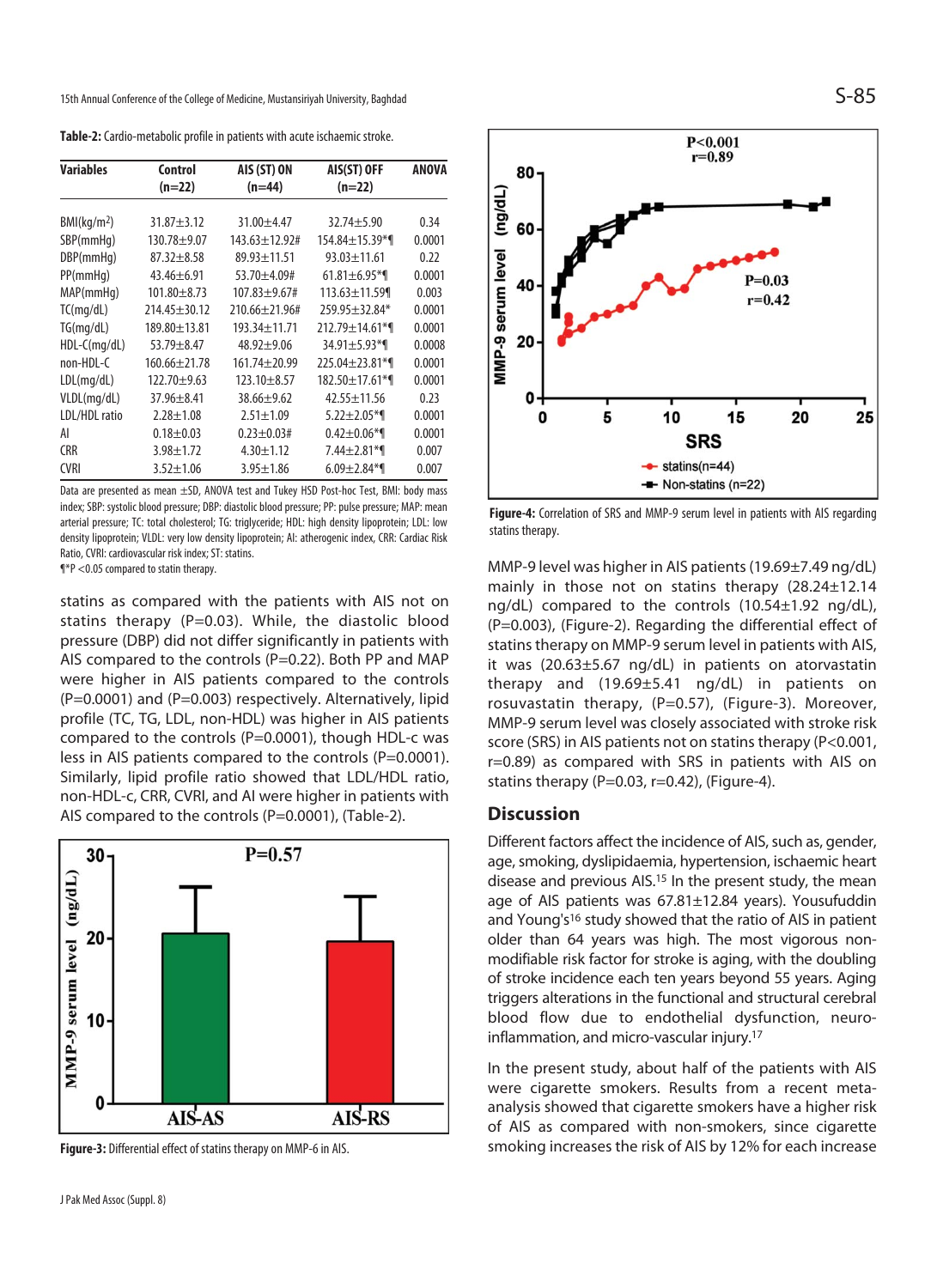**Table-2:** Cardio-metabolic profile in patients with acute ischaemic stroke.

| Variables | Control (n=22) | AIS (ST) ON (n=44) | AIS(ST) OFF (n=22) | ANOVA |
|---|---|---|---|---|
| BMI(kg/m²) | 31.87±3.12 | 31.00±4.47 | 32.74±5.90 | 0.34 |
| SBP(mmHg) | 130.78±9.07 | 143.63±12.92# | 154.84±15.39*¶ | 0.0001 |
| DBP(mmHg) | 87.32±8.58 | 89.93±11.51 | 93.03±11.61 | 0.22 |
| PP(mmHg) | 43.46±6.91 | 53.70±4.09# | 61.81±6.95*¶ | 0.0001 |
| MAP(mmHg) | 101.80±8.73 | 107.83±9.67# | 113.63±11.59¶ | 0.003 |
| TC(mg/dL) | 214.45±30.12 | 210.66±21.96# | 259.95±32.84* | 0.0001 |
| TG(mg/dL) | 189.80±13.81 | 193.34±11.71 | 212.79±14.61*¶ | 0.0001 |
| HDL-C(mg/dL) | 53.79±8.47 | 48.92±9.06 | 34.91±5.93*¶ | 0.0008 |
| non-HDL-C | 160.66±21.78 | 161.74±20.99 | 225.04±23.81*¶ | 0.0001 |
| LDL(mg/dL) | 122.70±9.63 | 123.10±8.57 | 182.50±17.61*¶ | 0.0001 |
| VLDL(mg/dL) | 37.96±8.41 | 38.66±9.62 | 42.55±11.56 | 0.23 |
| LDL/HDL ratio | 2.28±1.08 | 2.51±1.09 | 5.22±2.05*¶ | 0.0001 |
| AI | 0.18±0.03 | 0.23±0.03# | 0.42±0.06*¶ | 0.0001 |
| CRR | 3.98±1.72 | 4.30±1.12 | 7.44±2.81*¶ | 0.007 |
| CVRI | 3.52±1.06 | 3.95±1.86 | 6.09±2.84*¶ | 0.007 |

Data are presented as mean ±SD, ANOVA test and Tukey HSD Post-hoc Test, BMI: body mass index; SBP: systolic blood pressure; DBP: diastolic blood pressure; PP: pulse pressure; MAP: mean arterial pressure; TC: total cholesterol; TG: triglyceride; HDL: high density lipoprotein; LDL: low density lipoprotein; VLDL: very low density lipoprotein; AI: atherogenic index, CRR: Cardiac Risk Ratio, CVRI: cardiovascular risk index; ST: statins.
¶*P <0.05 compared to statin therapy.

statins as compared with the patients with AIS not on statins therapy (P=0.03). While, the diastolic blood pressure (DBP) did not differ significantly in patients with AIS compared to the controls (P=0.22). Both PP and MAP were higher in AIS patients compared to the controls (P=0.0001) and (P=0.003) respectively. Alternatively, lipid profile (TC, TG, LDL, non-HDL) was higher in AIS patients compared to the controls (P=0.0001), though HDL-c was less in AIS patients compared to the controls (P=0.0001). Similarly, lipid profile ratio showed that LDL/HDL ratio, non-HDL-C, CRR, CVRI, and AI were higher in patients with AIS compared to the controls (P=0.0001), (Table-2).

**Figure-3:** Differential effect of statins therapy on MMP-6 in AIS.

**Figure-4:** Correlation of SRS and MMP-9 serum level in patients with AIS regarding statins therapy.

MMP-9 level was higher in AIS patients (19.69±7.49 ng/dL) mainly in those not on statins therapy (28.24±12.14 ng/dL) compared to the controls (10.54±1.92 ng/dL), (P=0.003), (Figure-2). Regarding the differential effect of statins therapy on MMP-9 serum level in patients with AIS, it was (20.63±5.67 ng/dL) in patients on atorvastatin therapy and (19.69±5.41 ng/dL) in patients on rosuvastatin therapy, (P=0.57), (Figure-3). Moreover, MMP-9 serum level was closely associated with stroke risk score (SRS) in AIS patients not on statins therapy (P<0.001, r=0.89) as compared with SRS in patients with AIS on statins therapy (P=0.03, r=0.42), (Figure-4).

## Discussion

Different factors affect the incidence of AIS, such as, gender, age, smoking, dyslipidaemia, hypertension, ischaemic heart disease and previous AIS.[15] In the present study, the mean age of AIS patients was 67.81±12.84 years). Yousufuddin and Young's[16] study showed that the incidence of AIS in patient older than 64 years was high. The most vigorous non-modifiable risk factor for stroke is aging, with the doubling of stroke incidence each ten years beyond 55 years. Aging triggers alterations in the functional and structural cerebral blood flow due to endothelial dysfunction, neuro-inflammation, and micro-vascular injury.[17]

In the present study, about half of the patients with AIS were cigarette smokers. Results from a recent meta-analysis showed that cigarette smokers have a higher risk of AIS as compared with non-smokers, since cigarette smoking increases the risk of AIS by 12% for each increase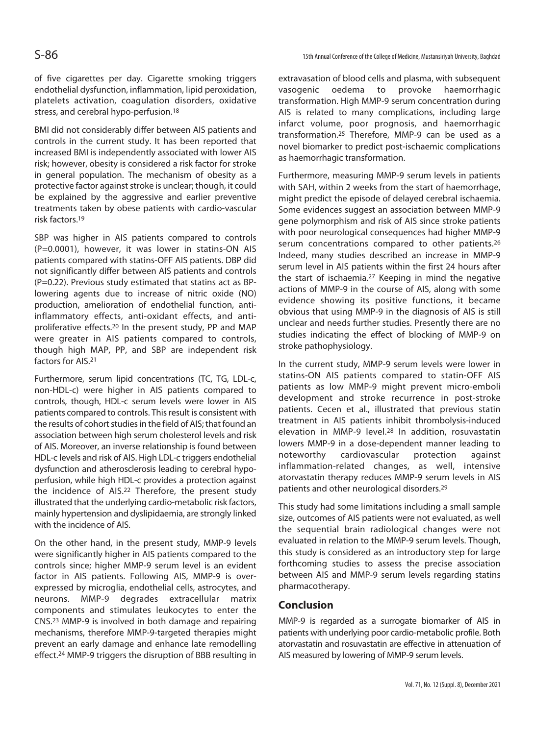of five cigarettes per day. Cigarette smoking triggers endothelial dysfunction, inflammation, lipid peroxidation, platelets activation, coagulation disorders, oxidative stress, and cerebral hypo-perfusion.[18]

BMI did not considerably differ between AIS patients and controls in the current study. It has been reported that increased BMI is independently associated with lower AIS risk; however, obesity is considered a risk factor for stroke in general population. The mechanism of obesity as a protective factor against stroke is unclear; though, it could be explained by the aggressive and earlier preventive treatments taken by obese patients with cardio-vascular risk factors.[19]

SBP was higher in AIS patients compared to controls (P=0.0001), however, it was lower in statins-ON AIS patients compared with statins-OFF AIS patients. DBP did not significantly differ between AIS patients and controls (P=0.22). Previous study estimated that statins act as BP-lowering agents due to increase of nitric oxide (NO) production, amelioration of endothelial function, anti-inflammatory effects, anti-oxidant effects, and anti-proliferative effects.[20] In the present study, PP and MAP were greater in AIS patients compared to controls, though high MAP, PP, and SBP are independent risk factors for AIS.[21]

Furthermore, serum lipid concentrations (TC, TG, LDL-c, non-HDL-c) were higher in AIS patients compared to controls, though, HDL-c serum levels were lower in AIS patients compared to controls. This result is consistent with the results of cohort studies in the field of AIS; that found an association between high serum cholesterol levels and risk of AIS. Moreover, an inverse relationship is found between HDL-c levels and risk of AIS. High LDL-c triggers endothelial dysfunction and atherosclerosis leading to cerebral hypo-perfusion, while high HDL-c provides a protection against the incidence of AIS.[22] Therefore, the present study illustrated that the underlying cardio-metabolic risk factors, mainly hypertension and dyslipidaemia, are strongly linked with the incidence of AIS.

On the other hand, in the present study, MMP-9 levels were significantly higher in AIS patients compared to the controls since; higher MMP-9 serum level is an evident factor in AIS patients. Following AIS, MMP-9 is over-expressed by microglia, endothelial cells, astrocytes, and neurons. MMP-9 degrades extracellular matrix components and stimulates leukocytes to enter the CNS.[23] MMP-9 is involved in both damage and repairing mechanisms, therefore MMP-9-targeted therapies might prevent an early damage and enhance late remodelling effect.[24] MMP-9 triggers the disruption of BBB resulting in extravasation of blood cells and plasma, with subsequent vasogenic oedema to provoke haemorrhagic transformation. High MMP-9 serum concentration during AIS is related to many complications, including large infarct volume, poor prognosis, and haemorrhagic transformation.[25] Therefore, MMP-9 can be used as a novel biomarker to predict post-ischaemic complications as haemorrhagic transformation.

Furthermore, measuring MMP-9 serum levels in patients with SAH, within 2 weeks from the start of haemorrhage, might predict the episode of delayed cerebral ischaemia. Some evidences suggest an association between MMP-9 gene polymorphism and risk of AIS since stroke patients with poor neurological consequences had higher MMP-9 serum concentrations compared to other patients.[26] Indeed, many studies described an increase in MMP-9 serum level in AIS patients within the first 24 hours after the start of ischaemia.[27] Keeping in mind the negative actions of MMP-9 in the course of AIS, along with some evidence showing its positive functions, it became obvious that using MMP-9 in the diagnosis of AIS is still unclear and needs further studies. Presently there are no studies indicating the effect of blocking of MMP-9 on stroke pathophysiology.

In the current study, MMP-9 serum levels were lower in statins-ON AIS patients compared to statin-OFF AIS patients as low MMP-9 might prevent micro-emboli development and stroke recurrence in post-stroke patients. Cecen et al., illustrated that previous statin treatment in AIS patients inhibit thrombolysis-induced elevation in MMP-9 level.[28] In addition, rosuvastatin lowers MMP-9 in a dose-dependent manner leading to noteworthy cardiovascular protection against inflammation-related changes, as well, intensive atorvastatin therapy reduces MMP-9 serum levels in AIS patients and other neurological disorders.[29]

This study had some limitations including a small sample size, outcomes of AIS patients were not evaluated, as well the sequential brain radiological changes were not evaluated in relation to the MMP-9 serum levels. Though, this study is considered as an introductory step for large forthcoming studies to assess the precise association between AIS and MMP-9 serum levels regarding statins pharmacotherapy.

## Conclusion

MMP-9 is regarded as a surrogate biomarker of AIS in patients with underlying poor cardio-metabolic profile. Both atorvastatin and rosuvastatin are effective in attenuation of AIS measured by lowering of MMP-9 serum levels.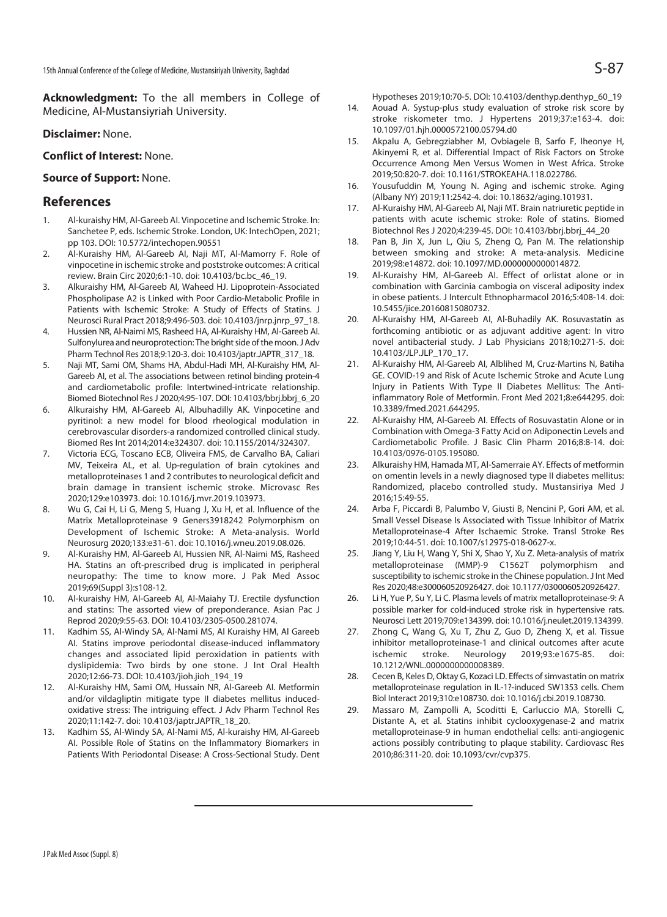**Acknowledgment:** To the all members in College of Medicine, Al-Mustansiyriah University.

**Disclaimer:** None.

**Conflict of Interest:** None.

**Source of Support:** None.

## References

1. Al-kuraishy HM, Al-Gareeb AI. Vinpocetine and Ischemic Stroke. In: Sanchetee P, eds. Ischemic Stroke. London, UK: IntechOpen, 2021; pp 103. DOI: 10.5772/intechopen.90551
2. Al-Kuraishy HM, Al-Gareeb AI, Naji MT, Al-Mamorry F. Role of vinpocetine in ischemic stroke and poststroke outcomes: A critical review. Brain Circ 2020;6:1-10. doi: 10.4103/bc.bc_46_19.
3. Alkuraishy HM, Al-Gareeb AI, Waheed HJ. Lipoprotein-Associated Phospholipase A2 is Linked with Poor Cardio-Metabolic Profile in Patients with Ischemic Stroke: A Study of Effects of Statins. J Neurosci Rural Pract 2018;9:496-503. doi: 10.4103/jnrp.jnrp_97_18.
4. Hussien NR, Al-Naimi MS, Rasheed HA, Al-Kuraishy HM, Al-Gareeb AI. Sulfonylurea and neuroprotection: The bright side of the moon. J Adv Pharm Technol Res 2018;9:120-3. doi: 10.4103/japtr.JAPTR_317_18.
5. Naji MT, Sami OM, Shams HA, Abdul-Hadi MH, Al-Kuraishy HM, Al-Gareeb AI, et al. The associations between retinol binding protein-4 and cardiometabolic profile: Intertwined-intricate relationship. Biomed Biotechnol Res J 2020;4:95-107. DOI: 10.4103/bbrj.bbrj_6_20
6. Alkuraishy HM, Al-Gareeb AI, Albuhadilly AK. Vinpocetine and pyritinol: a new model for blood rheological modulation in cerebrovascular disorders-a randomized controlled clinical study. Biomed Res Int 2014;2014:e324307. doi: 10.1155/2014/324307.
7. Victoria ECG, Toscano ECB, Oliveira FMS, de Carvalho BA, Caliari MV, Teixeira AL, et al. Up-regulation of brain cytokines and metalloproteinases 1 and 2 contributes to neurological deficit and brain damage in transient ischemic stroke. Microvasc Res 2020;129:e103973. doi: 10.1016/j.mvr.2019.103973.
8. Wu G, Cai H, Li G, Meng S, Huang J, Xu H, et al. Influence of the Matrix Metalloproteinase 9 Geners3918242 Polymorphism on Development of Ischemic Stroke: A Meta-analysis. World Neurosurg 2020;133:e31-61. doi: 10.1016/j.wneu.2019.08.026.
9. Al-Kuraishy HM, Al-Gareeb AI, Hussien NR, Al-Naimi MS, Rasheed HA. Statins an oft-prescribed drug is implicated in peripheral neuropathy: The time to know more. J Pak Med Assoc 2019;69(Suppl 3):s108-12.
10. Al-kuraishy HM, Al-Gareeb AI, Al-Maiahy TJ. Erectile dysfunction and statins: The assorted view of preponderance. Asian Pac J Reprod 2020;9:55-63. DOI: 10.4103/2305-0500.281074.
11. Kadhim SS, Al-Windy SA, Al-Nami MS, Al Kuraishy HM, Al Gareeb AI. Statins improve periodontal disease-induced inflammatory changes and associated lipid peroxidation in patients with dyslipidemia: Two birds by one stone. J Int Oral Health 2020;12:66-73. DOI: 10.4103/jioh.jioh_194_19
12. Al-Kuraishy HM, Sami OM, Hussain NR, Al-Gareeb AI. Metformin and/or vildagliptin mitigate type II diabetes mellitus induced-oxidative stress: The intriguing effect. J Adv Pharm Technol Res 2020;11:142-7. doi: 10.4103/japtr.JAPTR_18_20.
13. Kadhim SS, Al-Windy SA, Al-Nami MS, Al-kuraishy HM, Al-Gareeb AI. Possible Role of Statins on the Inflammatory Biomarkers in Patients With Periodontal Disease: A Cross-Sectional Study. Dent Hypotheses 2019;10:70-5. DOI: 10.4103/denthyp.denthyp_60_19
14. Aouad A. Systup-plus study evaluation of stroke risk score by stroke riskometer tmo. J Hypertens 2019;37:e163-4. doi: 10.1097/01.hjh.0000572100.05794.d0
15. Akpalu A, Gebregziabher M, Ovbiagele B, Sarfo F, Iheonye H, Akinyemi R, et al. Differential Impact of Risk Factors on Stroke Occurrence Among Men Versus Women in West Africa. Stroke 2019;50:820-7. doi: 10.1161/STROKEAHA.118.022786.
16. Yousufuddin M, Young N. Aging and ischemic stroke. Aging (Albany NY) 2019;11:2542-4. doi: 10.18632/aging.101931.
17. Al-Kuraishy HM, Al-Gareeb AI, Naji MT. Brain natriuretic peptide in patients with acute ischemic stroke: Role of statins. Biomed Biotechnol Res J 2020;4:239-45. DOI: 10.4103/bbrj.bbrj_44_20
18. Pan B, Jin X, Jun L, Qiu S, Zheng Q, Pan M. The relationship between smoking and stroke: A meta-analysis. Medicine 2019;98:e14872. doi: 10.1097/MD.0000000000014872.
19. Al-Kuraishy HM, Al-Gareeb AI. Effect of orlistat alone or in combination with Garcinia cambogia on visceral adiposity index in obese patients. J Intercult Ethnopharmacol 2016;5:408-14. doi: 10.5455/jice.20160815080732.
20. Al-Kuraishy HM, Al-Gareeb AI, Al-Buhadily AK. Rosuvastatin as forthcoming antibiotic or as adjuvant additive agent: In vitro novel antibacterial study. J Lab Physicians 2018;10:271-5. doi: 10.4103/JLP.JLP_170_17.
21. Al-Kuraishy HM, Al-Gareeb AI, Alblihed M, Cruz-Martins N, Batiha GE. COVID-19 and Risk of Acute Ischemic Stroke and Acute Lung Injury in Patients With Type II Diabetes Mellitus: The Anti-inflammatory Role of Metformin. Front Med 2021;8:e644295. doi: 10.3389/fmed.2021.644295.
22. Al-Kuraishy HM, Al-Gareeb AI. Effects of Rosuvastatin Alone or in Combination with Omega-3 Fatty Acid on Adiponectin Levels and Cardiometabolic Profile. J Basic Clin Pharm 2016;8:8-14. doi: 10.4103/0976-0105.195080.
23. Alkuraishy HM, Hamada MT, Al-Samerraie AY. Effects of metformin on omentin levels in a newly diagnosed type II diabetes mellitus: Randomized, placebo controlled study. Mustansiriya Med J 2016;15:49-55.
24. Arba F, Piccardi B, Palumbo V, Giusti B, Nencini P, Gori AM, et al. Small Vessel Disease Is Associated with Tissue Inhibitor of Matrix Metalloproteinase-4 After Ischaemic Stroke. Transl Stroke Res 2019;10:44-51. doi: 10.1007/s12975-018-0627-x.
25. Jiang Y, Liu H, Wang Y, Shi X, Shao Y, Xu Z. Meta-analysis of matrix metalloproteinase (MMP)-9 C1562T polymorphism and susceptibility to ischemic stroke in the Chinese population. J Int Med Res 2020;48:e300060520926427. doi: 10.1177/0300060520926427.
26. Li H, Yue P, Su Y, Li C. Plasma levels of matrix metalloproteinase-9: A possible marker for cold-induced stroke risk in hypertensive rats. Neurosci Lett 2019;709:e134399. doi: 10.1016/j.neulet.2019.134399.
27. Zhong C, Wang G, Xu T, Zhu Z, Guo D, Zheng X, et al. Tissue inhibitor metalloproteinase-1 and clinical outcomes after acute ischemic stroke. Neurology 2019;93:e1675-85. doi: 10.1212/WNL.0000000000008389.
28. Cecen B, Keles D, Oktay G, Kozaci LD. Effects of simvastatin on matrix metalloproteinase regulation in IL-1?-induced SW1353 cells. Chem Biol Interact 2019;310:e108730. doi: 10.1016/j.cbi.2019.108730.
29. Massaro M, Zampolli A, Scoditti E, Carluccio MA, Storelli C, Distante A, et al. Statins inhibit cyclooxygenase-2 and matrix metalloproteinase-9 in human endothelial cells: anti-angiogenic actions possibly contributing to plaque stability. Cardiovasc Res 2010;86:311-20. doi: 10.1093/cvr/cvp375.